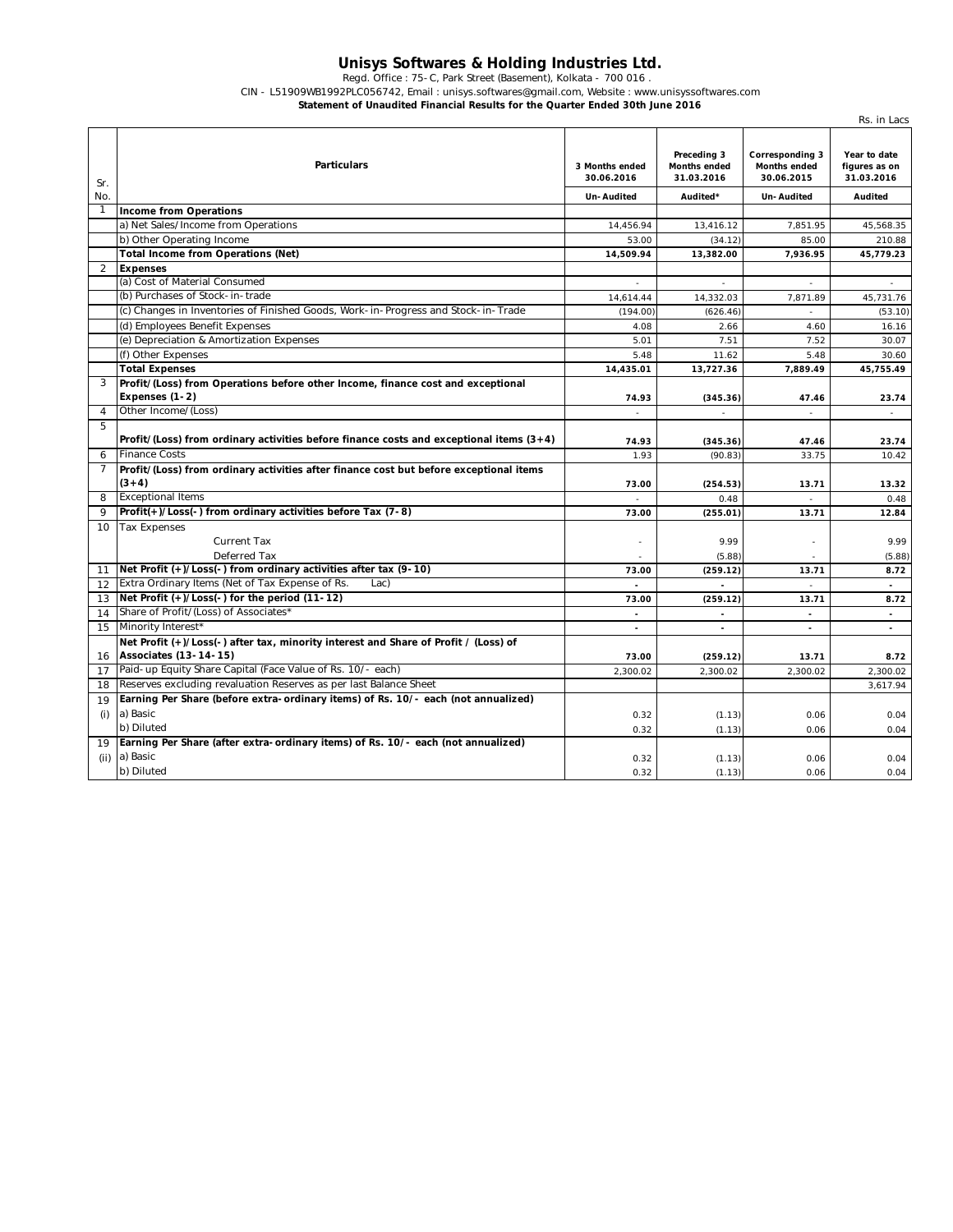# Unisys Softwares & Holding Industries Ltd.

Regd. Office : 75-C, Park Street (Basement), Kolkata - 700 016 .

CIN - L51909WB1992PLC056742, Email : unisys.softwares@gmail.com, Website : www.unisyssoftwares.com

**Statement of Unaudited Financial Results for the Quarter Ended 30th June 2016**

Rs. in Lacs

| Sr. No. | Particulars | 3 Months ended 30.06.2016 | Preceding 3 Months ended 31.03.2016 | Corresponding 3 Months ended 30.06.2015 | Year to date figures as on 31.03.2016 |
|---|---|---|---|---|---|
| | | Un-Audited | Audited* | Un-Audited | Audited |
| 1 | **Income from Operations** | | | | |
| | a) Net Sales/Income from Operations | 14,456.94 | 13,416.12 | 7,851.95 | 45,568.35 |
| | b) Other Operating Income | 53.00 | (34.12) | 85.00 | 210.88 |
| | **Total Income from Operations (Net)** | **14,509.94** | **13,382.00** | **7,936.95** | **45,779.23** |
| 2 | **Expenses** | | | | |
| | (a) Cost of Material Consumed | - | - | - | - |
| | (b) Purchases of Stock-in-trade | 14,614.44 | 14,332.03 | 7,871.89 | 45,731.76 |
| | (c) Changes in Inventories of Finished Goods, Work-in-Progress and Stock-in-Trade | (194.00) | (626.46) | - | (53.10) |
| | (d) Employees Benefit Expenses | 4.08 | 2.66 | 4.60 | 16.16 |
| | (e) Depreciation & Amortization Expenses | 5.01 | 7.51 | 7.52 | 30.07 |
| | (f) Other Expenses | 5.48 | 11.62 | 5.48 | 30.60 |
| | **Total Expenses** | **14,435.01** | **13,727.36** | **7,889.49** | **45,755.49** |
| 3 | **Profit/(Loss) from Operations before other Income, finance cost and exceptional Expenses (1-2)** | **74.93** | **(345.36)** | **47.46** | **23.74** |
| 4 | Other Income/(Loss) | - | - | - | - |
| 5 | **Profit/(Loss) from ordinary activities before finance costs and exceptional items (3+4)** | **74.93** | **(345.36)** | **47.46** | **23.74** |
| 6 | Finance Costs | 1.93 | (90.83) | 33.75 | 10.42 |
| 7 | **Profit/(Loss) from ordinary activities after finance cost but before exceptional items (3+4)** | **73.00** | **(254.53)** | **13.71** | **13.32** |
| 8 | Exceptional Items | - | 0.48 | - | 0.48 |
| 9 | **Profit(+)/Loss(-) from ordinary activities before Tax (7-8)** | **73.00** | **(255.01)** | **13.71** | **12.84** |
| 10 | Tax Expenses | | | | |
| | Current Tax | - | 9.99 | - | 9.99 |
| | Deferred Tax | - | (5.88) | - | (5.88) |
| 11 | **Net Profit (+)/Loss(-) from ordinary activities after tax (9-10)** | **73.00** | **(259.12)** | **13.71** | **8.72** |
| 12 | Extra Ordinary Items (Net of Tax Expense of Rs. Lac) | - | - | - | - |
| 13 | **Net Profit (+)/Loss(-) for the period (11-12)** | **73.00** | **(259.12)** | **13.71** | **8.72** |
| 14 | Share of Profit/(Loss) of Associates* | - | - | - | - |
| 15 | Minority Interest* | - | - | - | - |
| 16 | **Net Profit (+)/Loss(-) after tax, minority interest and Share of Profit / (Loss) of Associates (13-14-15)** | **73.00** | **(259.12)** | **13.71** | **8.72** |
| 17 | Paid-up Equity Share Capital (Face Value of Rs. 10/- each) | 2,300.02 | 2,300.02 | 2,300.02 | 2,300.02 |
| 18 | Reserves excluding revaluation Reserves as per last Balance Sheet | | | | 3,617.94 |
| 19 (i) | **Earning Per Share (before extra-ordinary items) of Rs. 10/- each (not annualized)** | | | | |
| | a) Basic | 0.32 | (1.13) | 0.06 | 0.04 |
| | b) Diluted | 0.32 | (1.13) | 0.06 | 0.04 |
| 19 (ii) | **Earning Per Share (after extra-ordinary items) of Rs. 10/- each (not annualized)** | | | | |
| | a) Basic | 0.32 | (1.13) | 0.06 | 0.04 |
| | b) Diluted | 0.32 | (1.13) | 0.06 | 0.04 |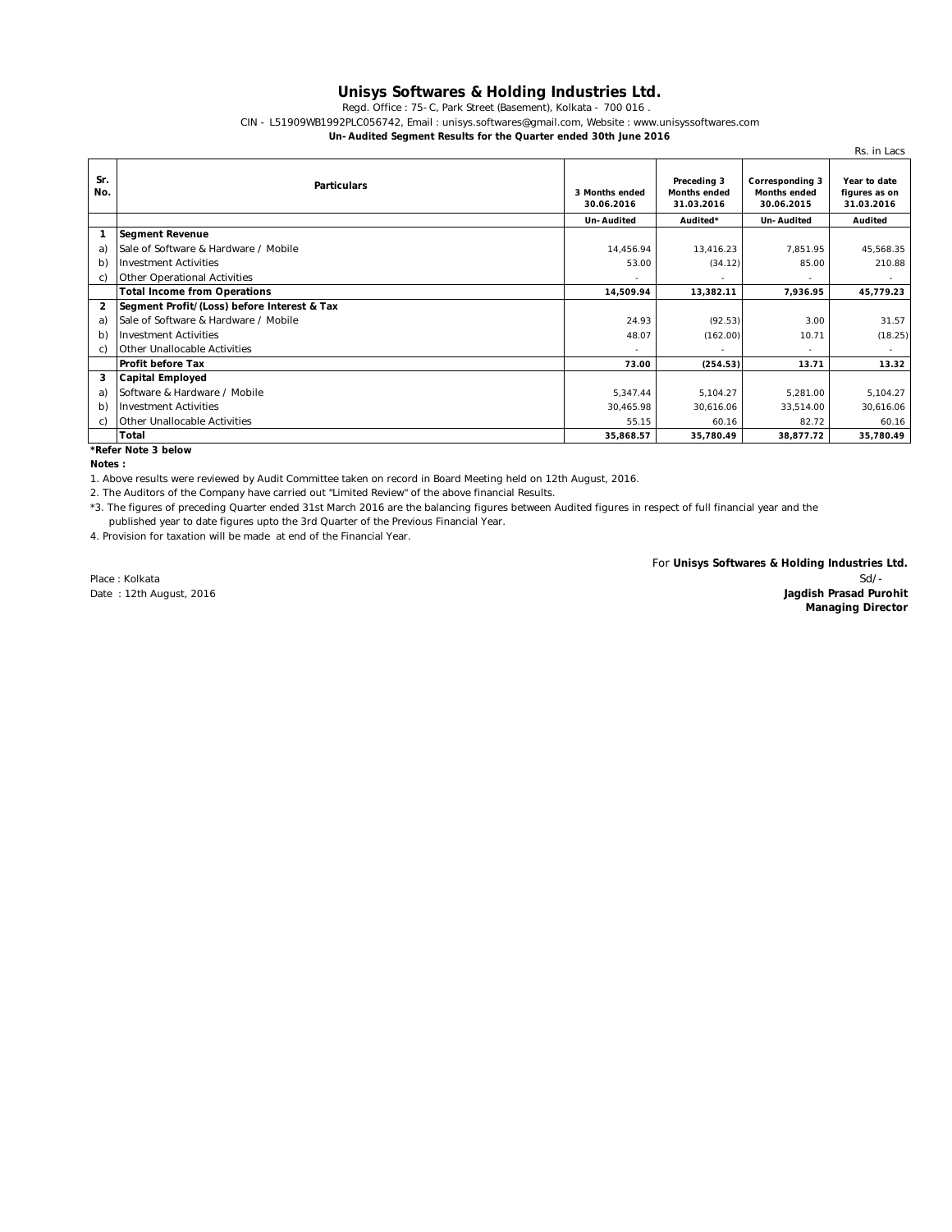# Unisys Softwares & Holding Industries Ltd.

Regd. Office : 75-C, Park Street (Basement), Kolkata - 700 016 .

CIN - L51909WB1992PLC056742, Email : unisys.softwares@gmail.com, Website : www.unisyssoftwares.com

**Un-Audited Segment Results for the Quarter ended 30th June 2016**

Rs. in Lacs

| Sr. No. | Particulars | 3 Months ended 30.06.2016 | Preceding 3 Months ended 31.03.2016 | Corresponding 3 Months ended 30.06.2015 | Year to date figures as on 31.03.2016 |
|---|---|---|---|---|---|
| | | Un-Audited | Audited* | Un-Audited | Audited |
| 1 | **Segment Revenue** | | | | |
| a) | Sale of Software & Hardware / Mobile | 14,456.94 | 13,416.23 | 7,851.95 | 45,568.35 |
| b) | Investment Activities | 53.00 | (34.12) | 85.00 | 210.88 |
| c) | Other Operational Activities | - | - | - | - |
| | **Total Income from Operations** | **14,509.94** | **13,382.11** | **7,936.95** | **45,779.23** |
| 2 | **Segment Profit/(Loss) before Interest & Tax** | | | | |
| a) | Sale of Software & Hardware / Mobile | 24.93 | (92.53) | 3.00 | 31.57 |
| b) | Investment Activities | 48.07 | (162.00) | 10.71 | (18.25) |
| c) | Other Unallocable Activities | - | - | - | - |
| | **Profit before Tax** | **73.00** | **(254.53)** | **13.71** | **13.32** |
| 3 | **Capital Employed** | | | | |
| a) | Software & Hardware / Mobile | 5,347.44 | 5,104.27 | 5,281.00 | 5,104.27 |
| b) | Investment Activities | 30,465.98 | 30,616.06 | 33,514.00 | 30,616.06 |
| c) | Other Unallocable Activities | 55.15 | 60.16 | 82.72 | 60.16 |
| | **Total** | **35,868.57** | **35,780.49** | **38,877.72** | **35,780.49** |

**\*Refer Note 3 below**

**Notes :**

1. Above results were reviewed by Audit Committee taken on record in Board Meeting held on 12th August, 2016.
2. The Auditors of the Company have carried out "Limited Review" of the above financial Results.

*3. The figures of preceding Quarter ended 31st March 2016 are the balancing figures between Audited figures in respect of full financial year and the published year to date figures upto the 3rd Quarter of the Previous Financial Year.

4. Provision for taxation will be made at end of the Financial Year.

For **Unisys Softwares & Holding Industries Ltd.**

Sd/-

**Jagdish Prasad Purohit**

**Managing Director**

Place : Kolkata

Date : 12th August, 2016